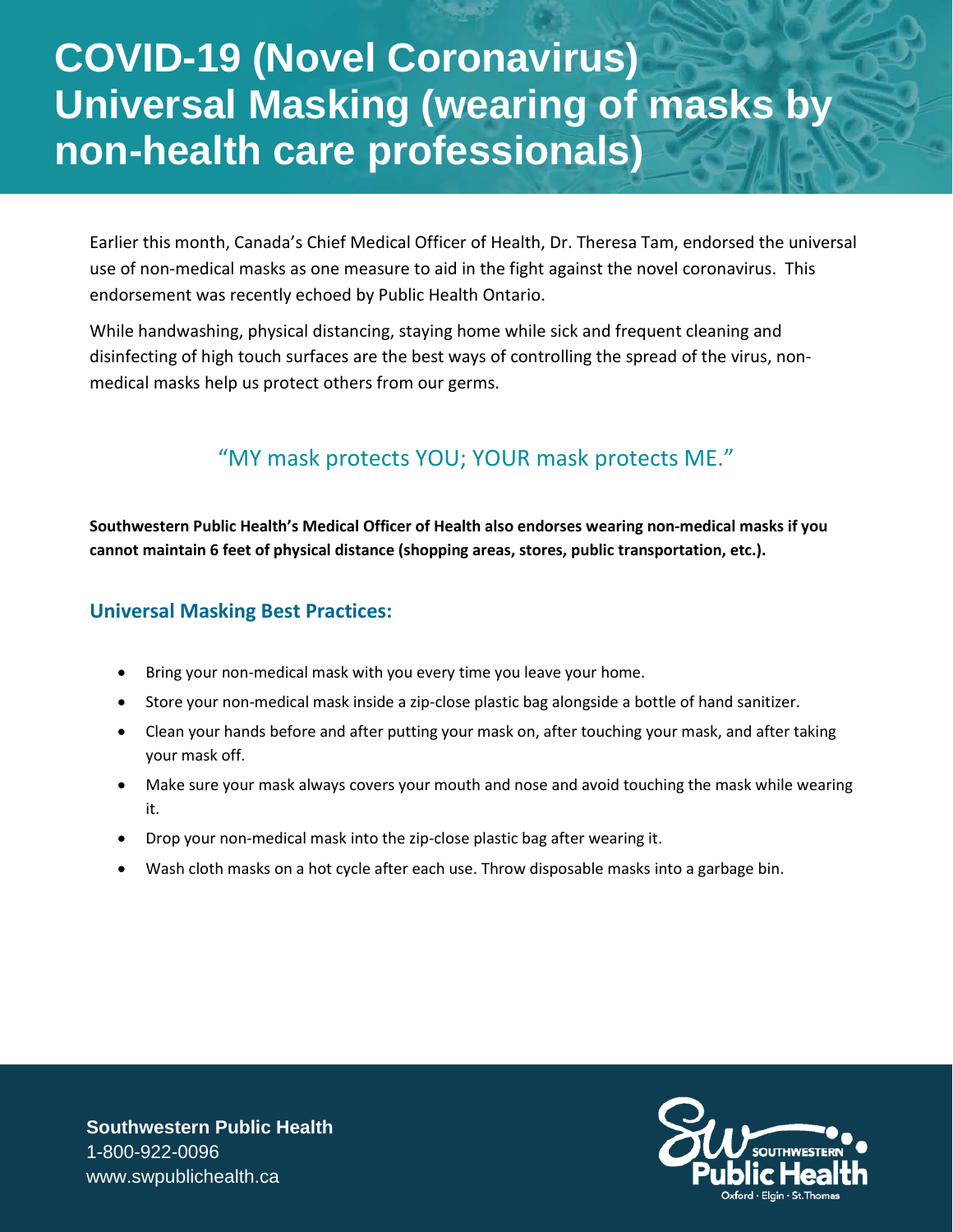# COVID-19 (Novel Coronavirus) Universal Masking (wearing of masks by non-health care professionals)

Earlier this month, Canada's Chief Medical Officer of Health, Dr. Theresa Tam, endorsed the universal use of non-medical masks as one measure to aid in the fight against the novel coronavirus. This endorsement was recently echoed by Public Health Ontario.

While handwashing, physical distancing, staying home while sick and frequent cleaning and disinfecting of high touch surfaces are the best ways of controlling the spread of the virus, non-medical masks help us protect others from our germs.

"MY mask protects YOU; YOUR mask protects ME."

**Southwestern Public Health's Medical Officer of Health also endorses wearing non-medical masks if you cannot maintain 6 feet of physical distance (shopping areas, stores, public transportation, etc.).**

## Universal Masking Best Practices:

- Bring your non-medical mask with you every time you leave your home.
- Store your non-medical mask inside a zip-close plastic bag alongside a bottle of hand sanitizer.
- Clean your hands before and after putting your mask on, after touching your mask, and after taking your mask off.
- Make sure your mask always covers your mouth and nose and avoid touching the mask while wearing it.
- Drop your non-medical mask into the zip-close plastic bag after wearing it.
- Wash cloth masks on a hot cycle after each use. Throw disposable masks into a garbage bin.

**Southwestern Public Health**
1-800-922-0096
www.swpublichealth.ca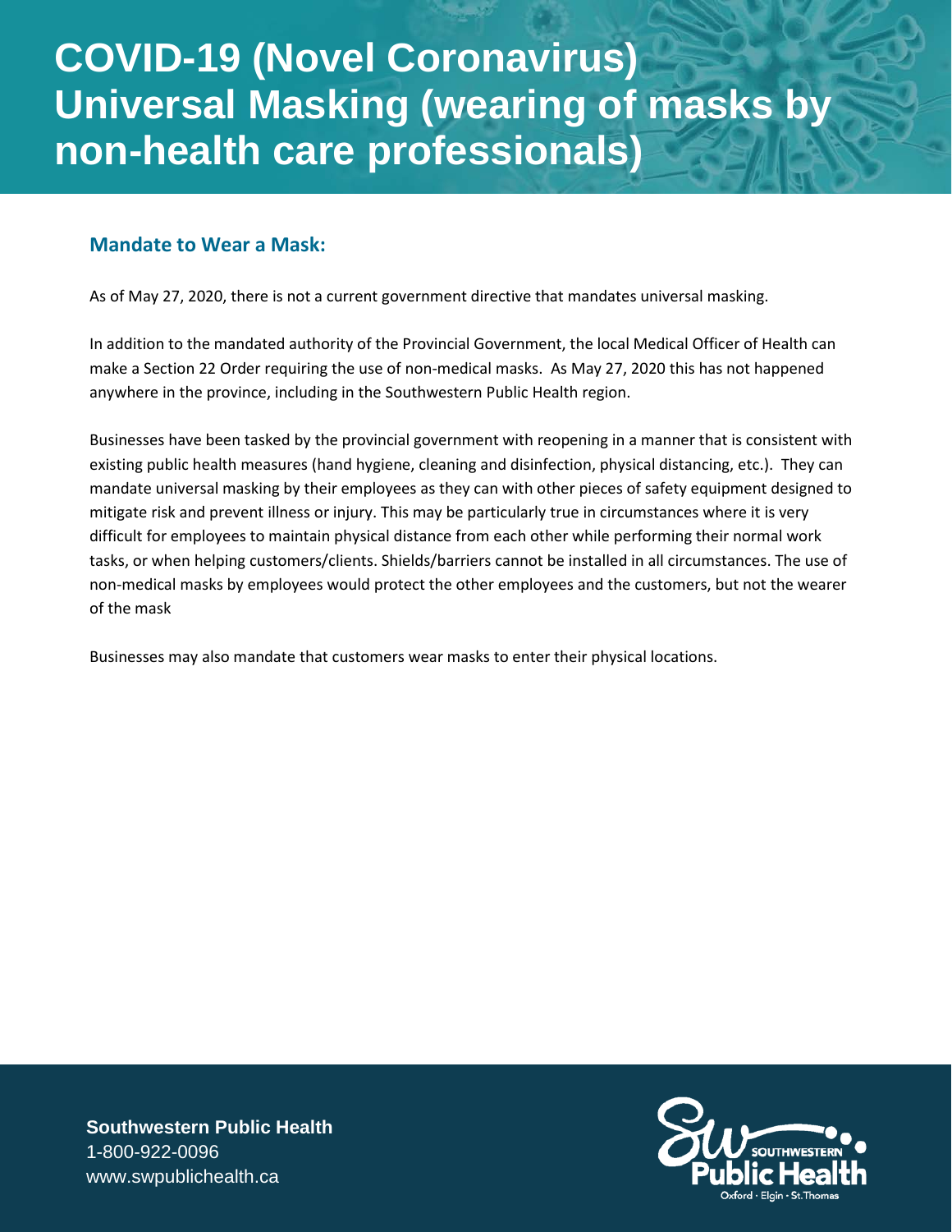# COVID-19 (Novel Coronavirus) Universal Masking (wearing of masks by non-health care professionals)

## Mandate to Wear a Mask:

As of May 27, 2020, there is not a current government directive that mandates universal masking.

In addition to the mandated authority of the Provincial Government, the local Medical Officer of Health can make a Section 22 Order requiring the use of non-medical masks. As May 27, 2020 this has not happened anywhere in the province, including in the Southwestern Public Health region.

Businesses have been tasked by the provincial government with reopening in a manner that is consistent with existing public health measures (hand hygiene, cleaning and disinfection, physical distancing, etc.). They can mandate universal masking by their employees as they can with other pieces of safety equipment designed to mitigate risk and prevent illness or injury. This may be particularly true in circumstances where it is very difficult for employees to maintain physical distance from each other while performing their normal work tasks, or when helping customers/clients. Shields/barriers cannot be installed in all circumstances. The use of non-medical masks by employees would protect the other employees and the customers, but not the wearer of the mask

Businesses may also mandate that customers wear masks to enter their physical locations.

**Southwestern Public Health**
1-800-922-0096
www.swpublichealth.ca